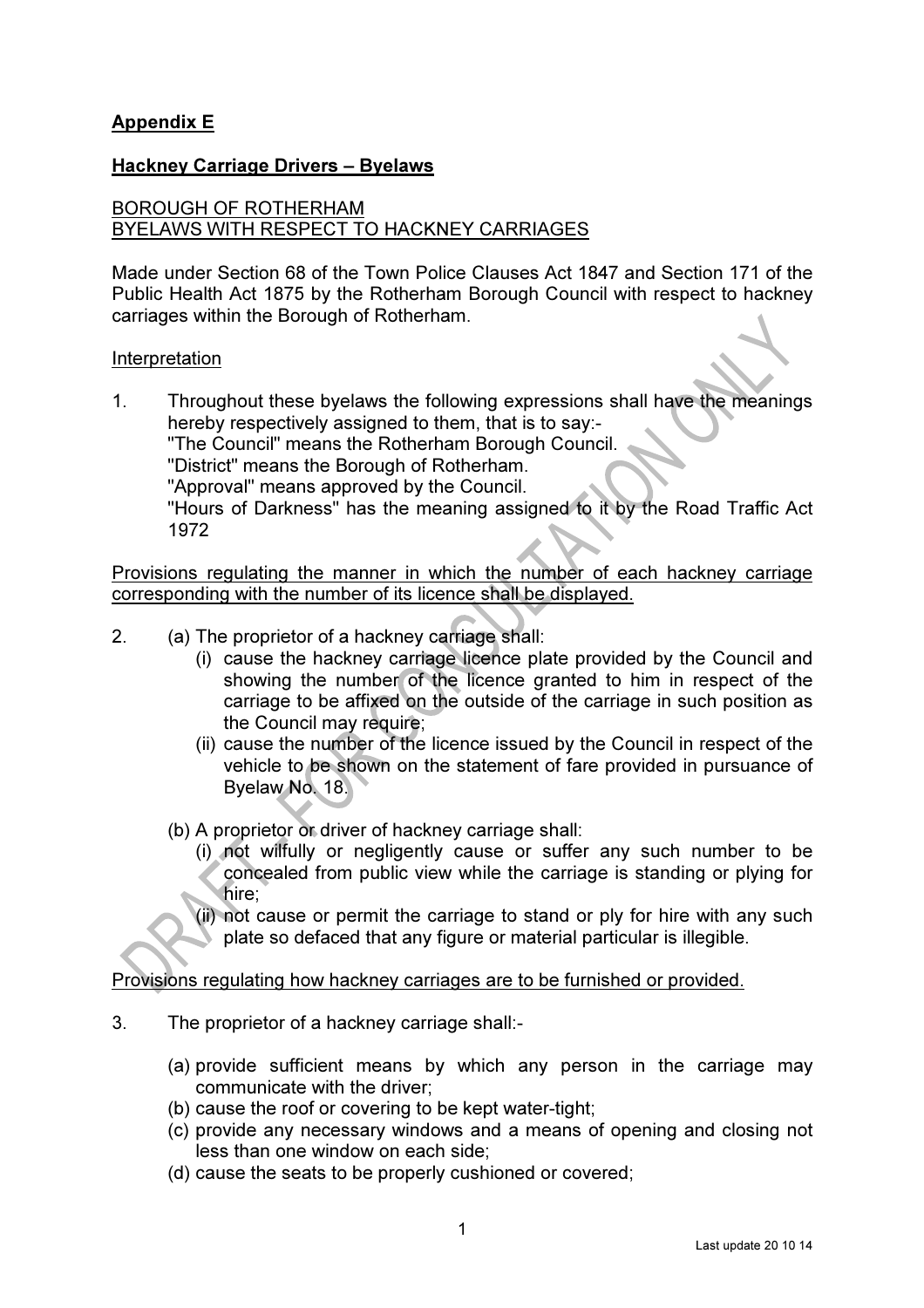**Appendix E**

**Hackney Carriage Drivers – Byelaws**

BOROUGH OF ROTHERHAM
BYELAWS WITH RESPECT TO HACKNEY CARRIAGES

Made under Section 68 of the Town Police Clauses Act 1847 and Section 171 of the Public Health Act 1875 by the Rotherham Borough Council with respect to hackney carriages within the Borough of Rotherham.

Interpretation

1. Throughout these byelaws the following expressions shall have the meanings hereby respectively assigned to them, that is to say:-
 "The Council" means the Rotherham Borough Council.
 "District" means the Borough of Rotherham.
 "Approval" means approved by the Council.
 "Hours of Darkness" has the meaning assigned to it by the Road Traffic Act 1972

Provisions regulating the manner in which the number of each hackney carriage corresponding with the number of its licence shall be displayed.

2. (a) The proprietor of a hackney carriage shall:
 (i) cause the hackney carriage licence plate provided by the Council and showing the number of the licence granted to him in respect of the carriage to be affixed on the outside of the carriage in such position as the Council may require;
 (ii) cause the number of the licence issued by the Council in respect of the vehicle to be shown on the statement of fare provided in pursuance of Byelaw No. 18.

 (b) A proprietor or driver of hackney carriage shall:
 (i) not wilfully or negligently cause or suffer any such number to be concealed from public view while the carriage is standing or plying for hire;
 (ii) not cause or permit the carriage to stand or ply for hire with any such plate so defaced that any figure or material particular is illegible.

Provisions regulating how hackney carriages are to be furnished or provided.

3. The proprietor of a hackney carriage shall:-

 (a) provide sufficient means by which any person in the carriage may communicate with the driver;
 (b) cause the roof or covering to be kept water-tight;
 (c) provide any necessary windows and a means of opening and closing not less than one window on each side;
 (d) cause the seats to be properly cushioned or covered;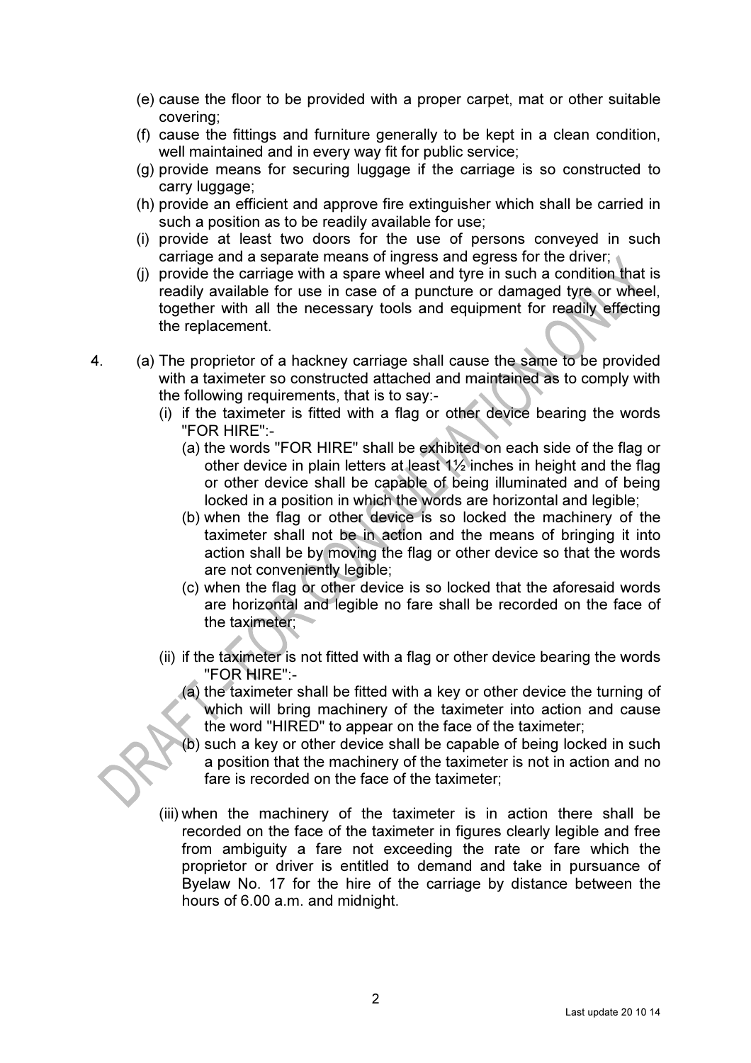(e) cause the floor to be provided with a proper carpet, mat or other suitable covering;

(f) cause the fittings and furniture generally to be kept in a clean condition, well maintained and in every way fit for public service;

(g) provide means for securing luggage if the carriage is so constructed to carry luggage;

(h) provide an efficient and approve fire extinguisher which shall be carried in such a position as to be readily available for use;

(i) provide at least two doors for the use of persons conveyed in such carriage and a separate means of ingress and egress for the driver;

(j) provide the carriage with a spare wheel and tyre in such a condition that is readily available for use in case of a puncture or damaged tyre or wheel, together with all the necessary tools and equipment for readily effecting the replacement.

4. (a) The proprietor of a hackney carriage shall cause the same to be provided with a taximeter so constructed attached and maintained as to comply with the following requirements, that is to say:-

   (i) if the taximeter is fitted with a flag or other device bearing the words "FOR HIRE":-

      (a) the words "FOR HIRE" shall be exhibited on each side of the flag or other device in plain letters at least 1½ inches in height and the flag or other device shall be capable of being illuminated and of being locked in a position in which the words are horizontal and legible;

      (b) when the flag or other device is so locked the machinery of the taximeter shall not be in action and the means of bringing it into action shall be by moving the flag or other device so that the words are not conveniently legible;

      (c) when the flag or other device is so locked that the aforesaid words are horizontal and legible no fare shall be recorded on the face of the taximeter;

   (ii) if the taximeter is not fitted with a flag or other device bearing the words "FOR HIRE":-

      (a) the taximeter shall be fitted with a key or other device the turning of which will bring machinery of the taximeter into action and cause the word "HIRED" to appear on the face of the taximeter;

      (b) such a key or other device shall be capable of being locked in such a position that the machinery of the taximeter is not in action and no fare is recorded on the face of the taximeter;

   (iii) when the machinery of the taximeter is in action there shall be recorded on the face of the taximeter in figures clearly legible and free from ambiguity a fare not exceeding the rate or fare which the proprietor or driver is entitled to demand and take in pursuance of Byelaw No. 17 for the hire of the carriage by distance between the hours of 6.00 a.m. and midnight.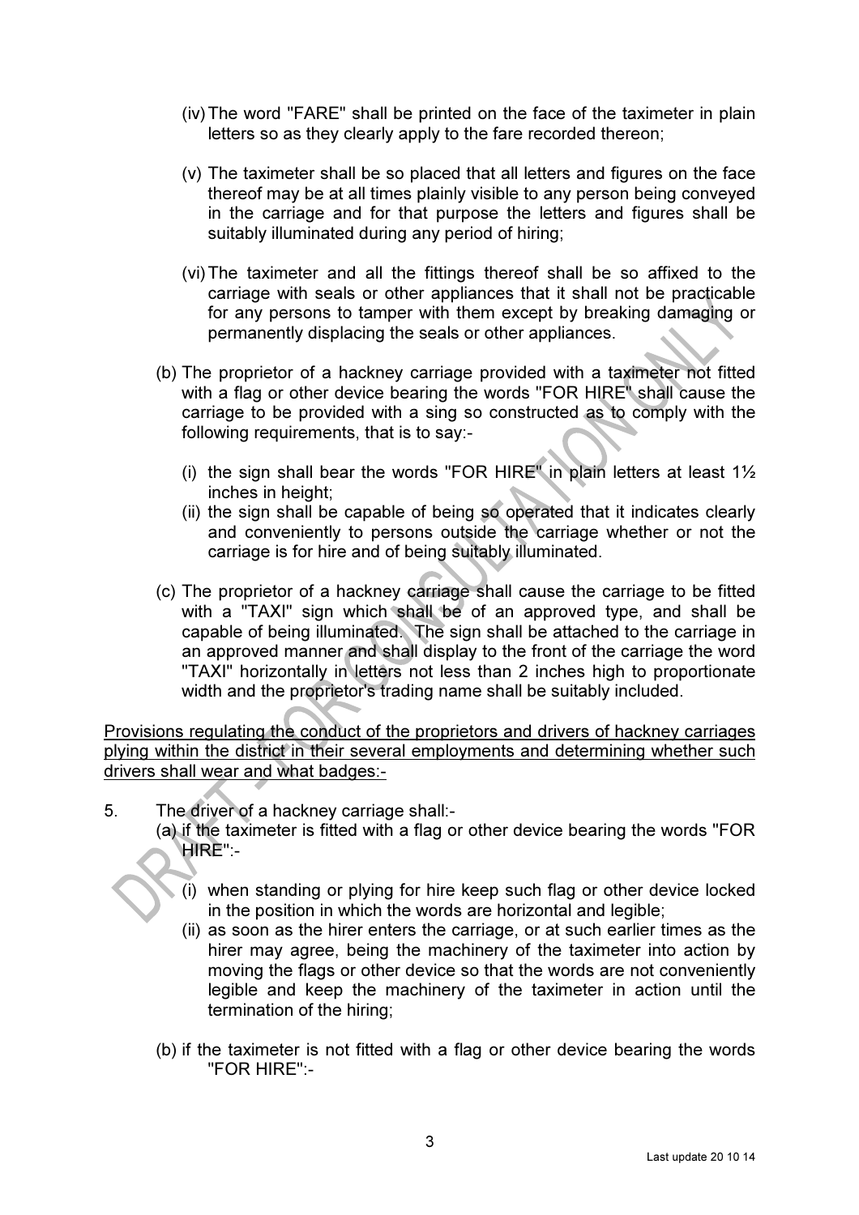(iv) The word "FARE" shall be printed on the face of the taximeter in plain letters so as they clearly apply to the fare recorded thereon;

(v) The taximeter shall be so placed that all letters and figures on the face thereof may be at all times plainly visible to any person being conveyed in the carriage and for that purpose the letters and figures shall be suitably illuminated during any period of hiring;

(vi) The taximeter and all the fittings thereof shall be so affixed to the carriage with seals or other appliances that it shall not be practicable for any persons to tamper with them except by breaking damaging or permanently displacing the seals or other appliances.

(b) The proprietor of a hackney carriage provided with a taximeter not fitted with a flag or other device bearing the words "FOR HIRE" shall cause the carriage to be provided with a sing so constructed as to comply with the following requirements, that is to say:-

(i) the sign shall bear the words "FOR HIRE" in plain letters at least 1½ inches in height;

(ii) the sign shall be capable of being so operated that it indicates clearly and conveniently to persons outside the carriage whether or not the carriage is for hire and of being suitably illuminated.

(c) The proprietor of a hackney carriage shall cause the carriage to be fitted with a "TAXI" sign which shall be of an approved type, and shall be capable of being illuminated. The sign shall be attached to the carriage in an approved manner and shall display to the front of the carriage the word "TAXI" horizontally in letters not less than 2 inches high to proportionate width and the proprietor's trading name shall be suitably included.

<u>Provisions regulating the conduct of the proprietors and drivers of hackney carriages plying within the district in their several employments and determining whether such drivers shall wear and what badges:-</u>

5. The driver of a hackney carriage shall:-

(a) if the taximeter is fitted with a flag or other device bearing the words "FOR HIRE":-

(i) when standing or plying for hire keep such flag or other device locked in the position in which the words are horizontal and legible;

(ii) as soon as the hirer enters the carriage, or at such earlier times as the hirer may agree, being the machinery of the taximeter into action by moving the flags or other device so that the words are not conveniently legible and keep the machinery of the taximeter in action until the termination of the hiring;

(b) if the taximeter is not fitted with a flag or other device bearing the words "FOR HIRE":-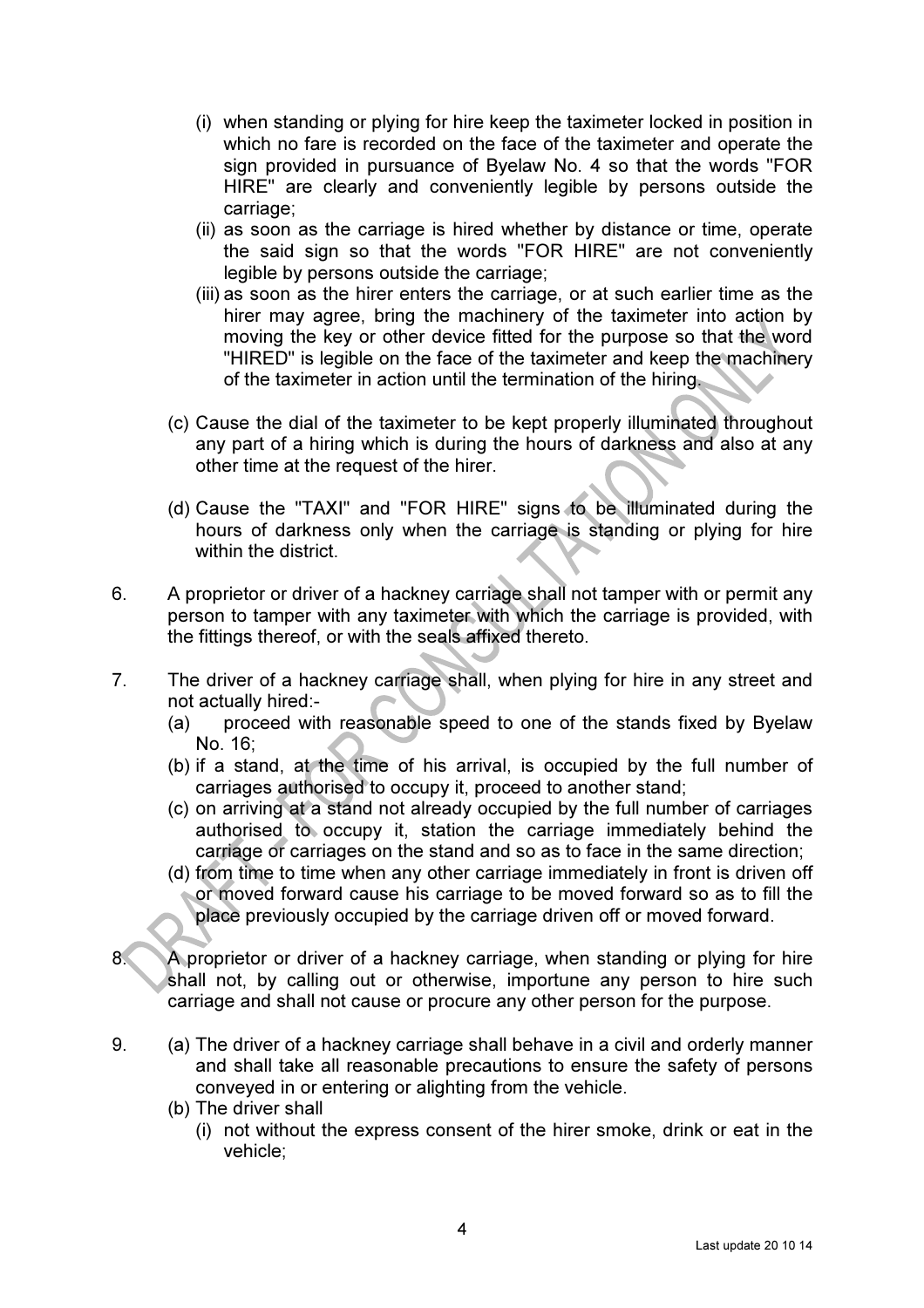(i) when standing or plying for hire keep the taximeter locked in position in which no fare is recorded on the face of the taximeter and operate the sign provided in pursuance of Byelaw No. 4 so that the words "FOR HIRE" are clearly and conveniently legible by persons outside the carriage;

(ii) as soon as the carriage is hired whether by distance or time, operate the said sign so that the words "FOR HIRE" are not conveniently legible by persons outside the carriage;

(iii) as soon as the hirer enters the carriage, or at such earlier time as the hirer may agree, bring the machinery of the taximeter into action by moving the key or other device fitted for the purpose so that the word "HIRED" is legible on the face of the taximeter and keep the machinery of the taximeter in action until the termination of the hiring.

(c) Cause the dial of the taximeter to be kept properly illuminated throughout any part of a hiring which is during the hours of darkness and also at any other time at the request of the hirer.

(d) Cause the "TAXI" and "FOR HIRE" signs to be illuminated during the hours of darkness only when the carriage is standing or plying for hire within the district.

6. A proprietor or driver of a hackney carriage shall not tamper with or permit any person to tamper with any taximeter with which the carriage is provided, with the fittings thereof, or with the seals affixed thereto.

7. The driver of a hackney carriage shall, when plying for hire in any street and not actually hired:-

   (a) proceed with reasonable speed to one of the stands fixed by Byelaw No. 16;

   (b) if a stand, at the time of his arrival, is occupied by the full number of carriages authorised to occupy it, proceed to another stand;

   (c) on arriving at a stand not already occupied by the full number of carriages authorised to occupy it, station the carriage immediately behind the carriage or carriages on the stand and so as to face in the same direction;

   (d) from time to time when any other carriage immediately in front is driven off or moved forward cause his carriage to be moved forward so as to fill the place previously occupied by the carriage driven off or moved forward.

8. A proprietor or driver of a hackney carriage, when standing or plying for hire shall not, by calling out or otherwise, importune any person to hire such carriage and shall not cause or procure any other person for the purpose.

9. (a) The driver of a hackney carriage shall behave in a civil and orderly manner and shall take all reasonable precautions to ensure the safety of persons conveyed in or entering or alighting from the vehicle.

   (b) The driver shall

   (i) not without the express consent of the hirer smoke, drink or eat in the vehicle;

Last update 20 10 14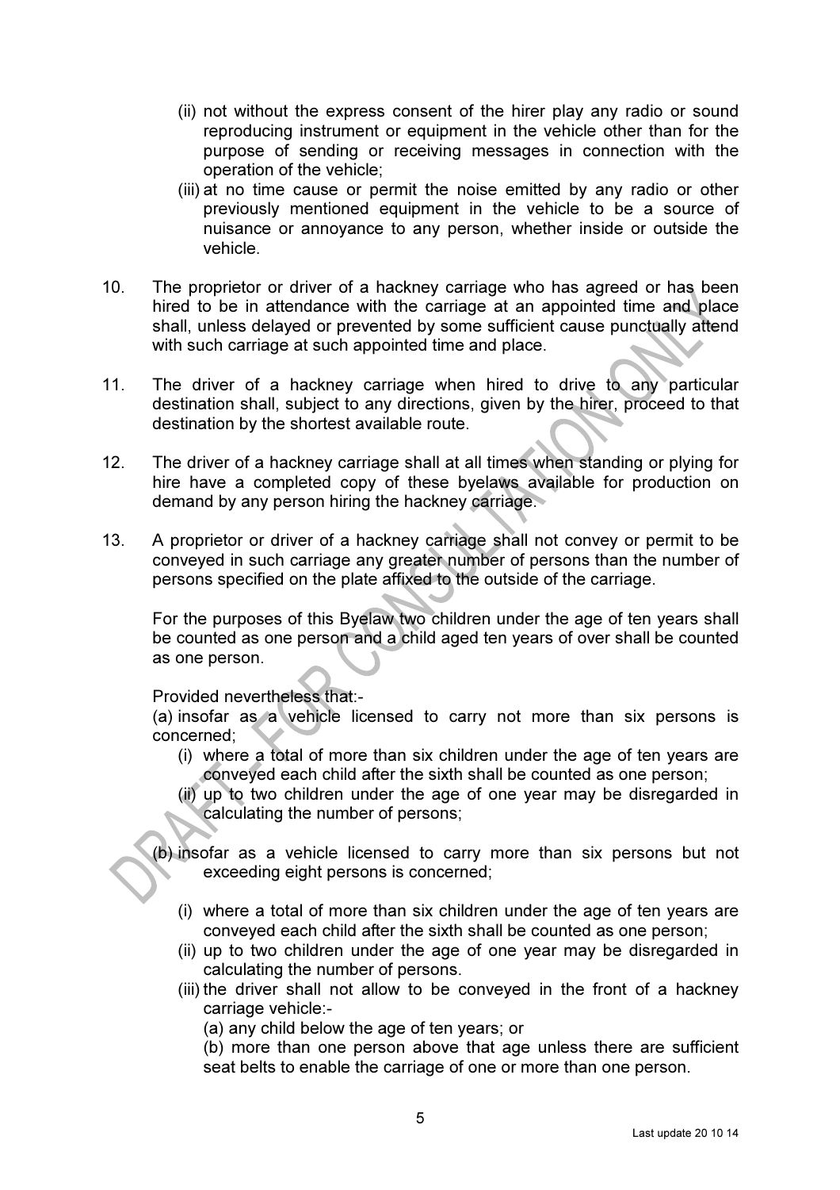(ii) not without the express consent of the hirer play any radio or sound reproducing instrument or equipment in the vehicle other than for the purpose of sending or receiving messages in connection with the operation of the vehicle;

(iii) at no time cause or permit the noise emitted by any radio or other previously mentioned equipment in the vehicle to be a source of nuisance or annoyance to any person, whether inside or outside the vehicle.

10. The proprietor or driver of a hackney carriage who has agreed or has been hired to be in attendance with the carriage at an appointed time and place shall, unless delayed or prevented by some sufficient cause punctually attend with such carriage at such appointed time and place.

11. The driver of a hackney carriage when hired to drive to any particular destination shall, subject to any directions, given by the hirer, proceed to that destination by the shortest available route.

12. The driver of a hackney carriage shall at all times when standing or plying for hire have a completed copy of these byelaws available for production on demand by any person hiring the hackney carriage.

13. A proprietor or driver of a hackney carriage shall not convey or permit to be conveyed in such carriage any greater number of persons than the number of persons specified on the plate affixed to the outside of the carriage.

For the purposes of this Byelaw two children under the age of ten years shall be counted as one person and a child aged ten years of over shall be counted as one person.

Provided nevertheless that:-

(a) insofar as a vehicle licensed to carry not more than six persons is concerned;

(i) where a total of more than six children under the age of ten years are conveyed each child after the sixth shall be counted as one person;

(ii) up to two children under the age of one year may be disregarded in calculating the number of persons;

(b) insofar as a vehicle licensed to carry more than six persons but not exceeding eight persons is concerned;

(i) where a total of more than six children under the age of ten years are conveyed each child after the sixth shall be counted as one person;

(ii) up to two children under the age of one year may be disregarded in calculating the number of persons.

(iii) the driver shall not allow to be conveyed in the front of a hackney carriage vehicle:-

(a) any child below the age of ten years; or

(b) more than one person above that age unless there are sufficient seat belts to enable the carriage of one or more than one person.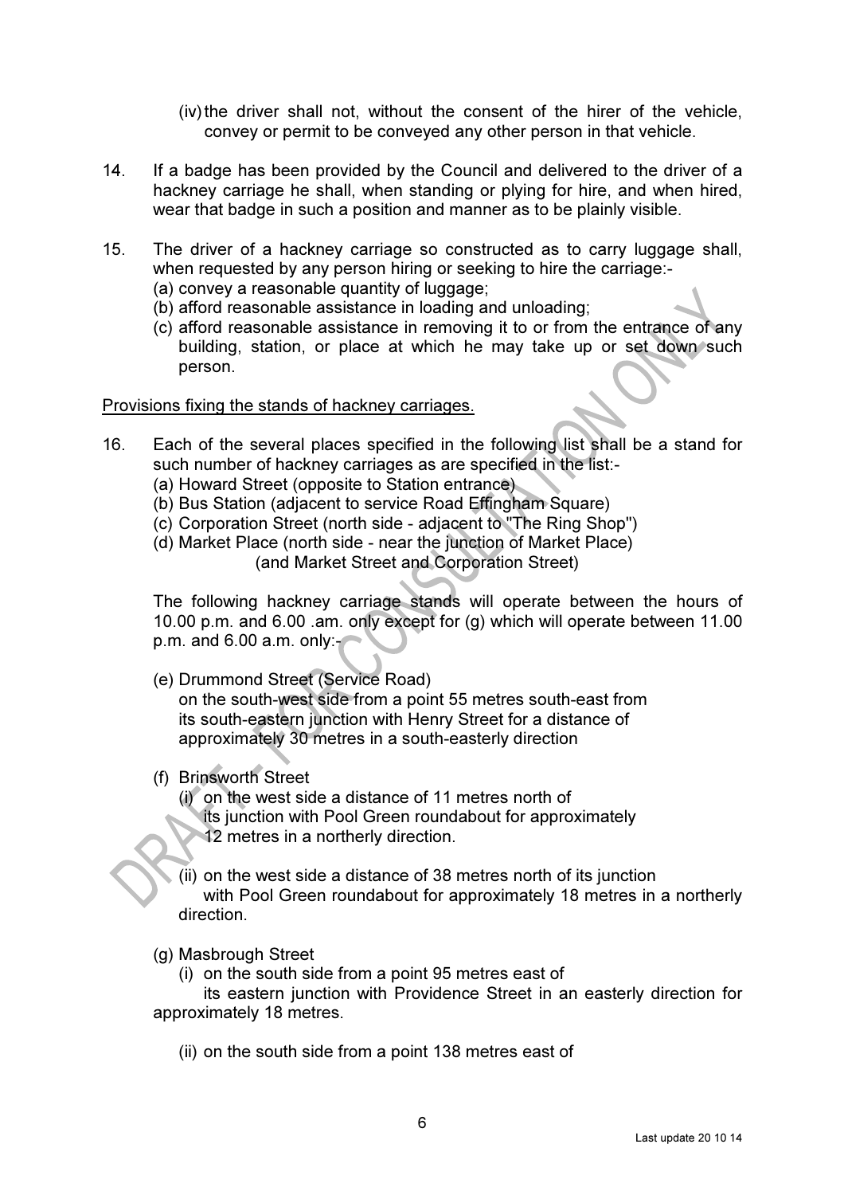(iv) the driver shall not, without the consent of the hirer of the vehicle, convey or permit to be conveyed any other person in that vehicle.

14. If a badge has been provided by the Council and delivered to the driver of a hackney carriage he shall, when standing or plying for hire, and when hired, wear that badge in such a position and manner as to be plainly visible.

15. The driver of a hackney carriage so constructed as to carry luggage shall, when requested by any person hiring or seeking to hire the carriage:-
(a) convey a reasonable quantity of luggage;
(b) afford reasonable assistance in loading and unloading;
(c) afford reasonable assistance in removing it to or from the entrance of any building, station, or place at which he may take up or set down such person.

Provisions fixing the stands of hackney carriages.

16. Each of the several places specified in the following list shall be a stand for such number of hackney carriages as are specified in the list:-
(a) Howard Street (opposite to Station entrance)
(b) Bus Station (adjacent to service Road Effingham Square)
(c) Corporation Street (north side - adjacent to "The Ring Shop")
(d) Market Place (north side - near the junction of Market Place) (and Market Street and Corporation Street)

The following hackney carriage stands will operate between the hours of 10.00 p.m. and 6.00 .am. only except for (g) which will operate between 11.00 p.m. and 6.00 a.m. only:-

(e) Drummond Street (Service Road)
on the south-west side from a point 55 metres south-east from its south-eastern junction with Henry Street for a distance of approximately 30 metres in a south-easterly direction

(f) Brinsworth Street
(i) on the west side a distance of 11 metres north of its junction with Pool Green roundabout for approximately 12 metres in a northerly direction.

(ii) on the west side a distance of 38 metres north of its junction with Pool Green roundabout for approximately 18 metres in a northerly direction.

(g) Masbrough Street
(i) on the south side from a point 95 metres east of its eastern junction with Providence Street in an easterly direction for approximately 18 metres.

(ii) on the south side from a point 138 metres east of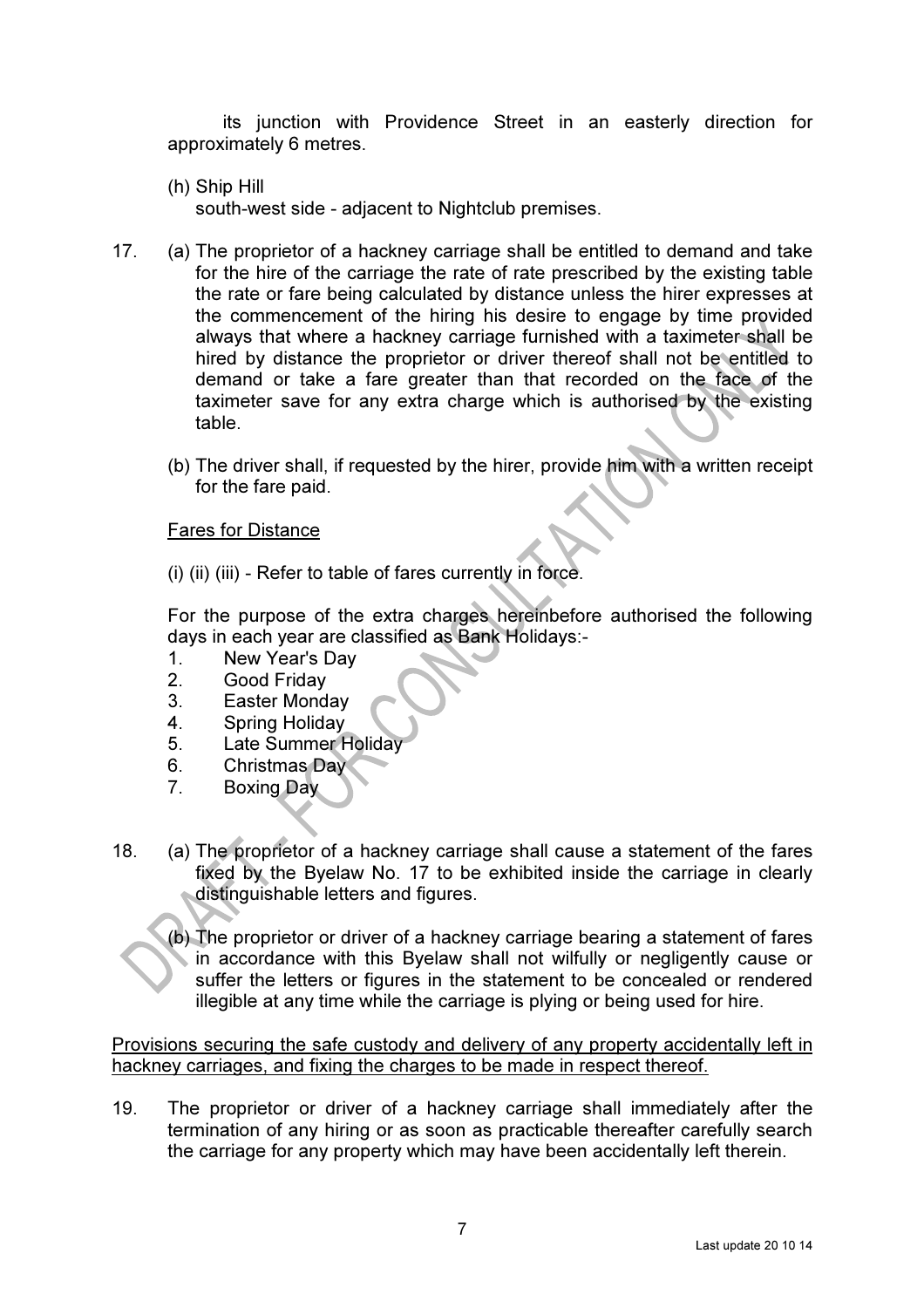its junction with Providence Street in an easterly direction for approximately 6 metres.

(h) Ship Hill
south-west side - adjacent to Nightclub premises.

17. (a) The proprietor of a hackney carriage shall be entitled to demand and take for the hire of the carriage the rate of rate prescribed by the existing table the rate or fare being calculated by distance unless the hirer expresses at the commencement of the hiring his desire to engage by time provided always that where a hackney carriage furnished with a taximeter shall be hired by distance the proprietor or driver thereof shall not be entitled to demand or take a fare greater than that recorded on the face of the taximeter save for any extra charge which is authorised by the existing table.

(b) The driver shall, if requested by the hirer, provide him with a written receipt for the fare paid.

<u>Fares for Distance</u>

(i) (ii) (iii) - Refer to table of fares currently in force.

For the purpose of the extra charges hereinbefore authorised the following days in each year are classified as Bank Holidays:-

1. New Year's Day
2. Good Friday
3. Easter Monday
4. Spring Holiday
5. Late Summer Holiday
6. Christmas Day
7. Boxing Day

18. (a) The proprietor of a hackney carriage shall cause a statement of the fares fixed by the Byelaw No. 17 to be exhibited inside the carriage in clearly distinguishable letters and figures.

(b) The proprietor or driver of a hackney carriage bearing a statement of fares in accordance with this Byelaw shall not wilfully or negligently cause or suffer the letters or figures in the statement to be concealed or rendered illegible at any time while the carriage is plying or being used for hire.

<u>Provisions securing the safe custody and delivery of any property accidentally left in hackney carriages, and fixing the charges to be made in respect thereof.</u>

19. The proprietor or driver of a hackney carriage shall immediately after the termination of any hiring or as soon as practicable thereafter carefully search the carriage for any property which may have been accidentally left therein.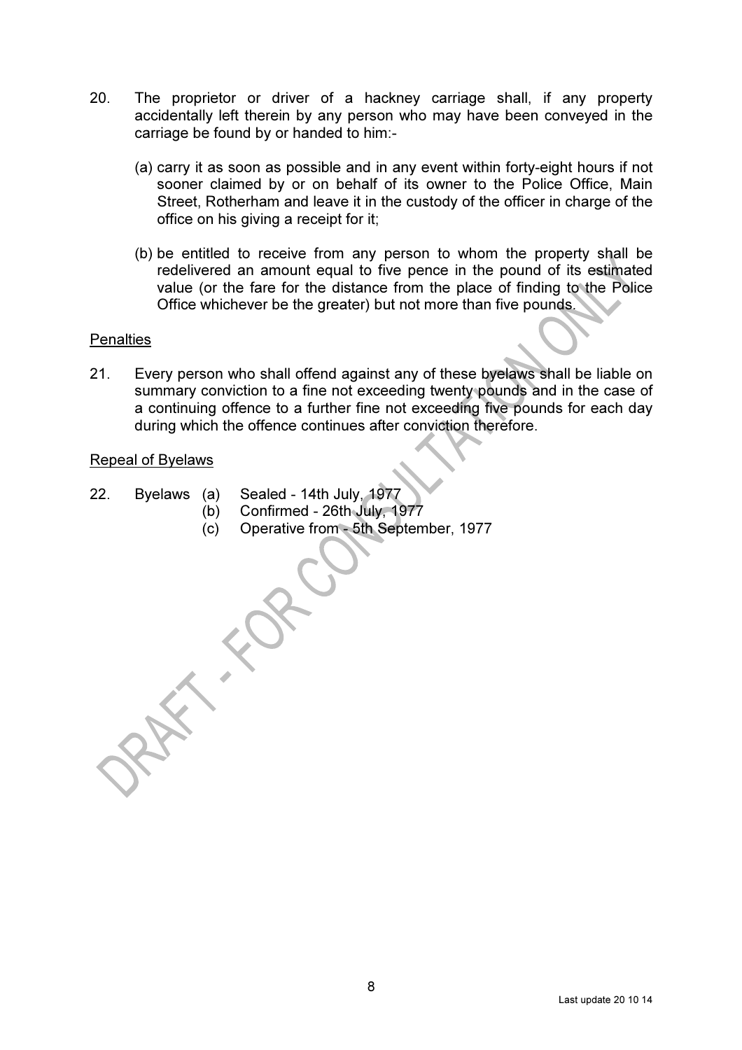20. The proprietor or driver of a hackney carriage shall, if any property accidentally left therein by any person who may have been conveyed in the carriage be found by or handed to him:-

    (a) carry it as soon as possible and in any event within forty-eight hours if not sooner claimed by or on behalf of its owner to the Police Office, Main Street, Rotherham and leave it in the custody of the officer in charge of the office on his giving a receipt for it;

    (b) be entitled to receive from any person to whom the property shall be redelivered an amount equal to five pence in the pound of its estimated value (or the fare for the distance from the place of finding to the Police Office whichever be the greater) but not more than five pounds.

<u>Penalties</u>

21. Every person who shall offend against any of these byelaws shall be liable on summary conviction to a fine not exceeding twenty pounds and in the case of a continuing offence to a further fine not exceeding five pounds for each day during which the offence continues after conviction therefore.

<u>Repeal of Byelaws</u>

22. Byelaws (a) Sealed - 14th July, 1977
    (b) Confirmed - 26th July, 1977
    (c) Operative from - 5th September, 1977

DRAFT - FOR CONSULTATION ONLY

Last update 20 10 14